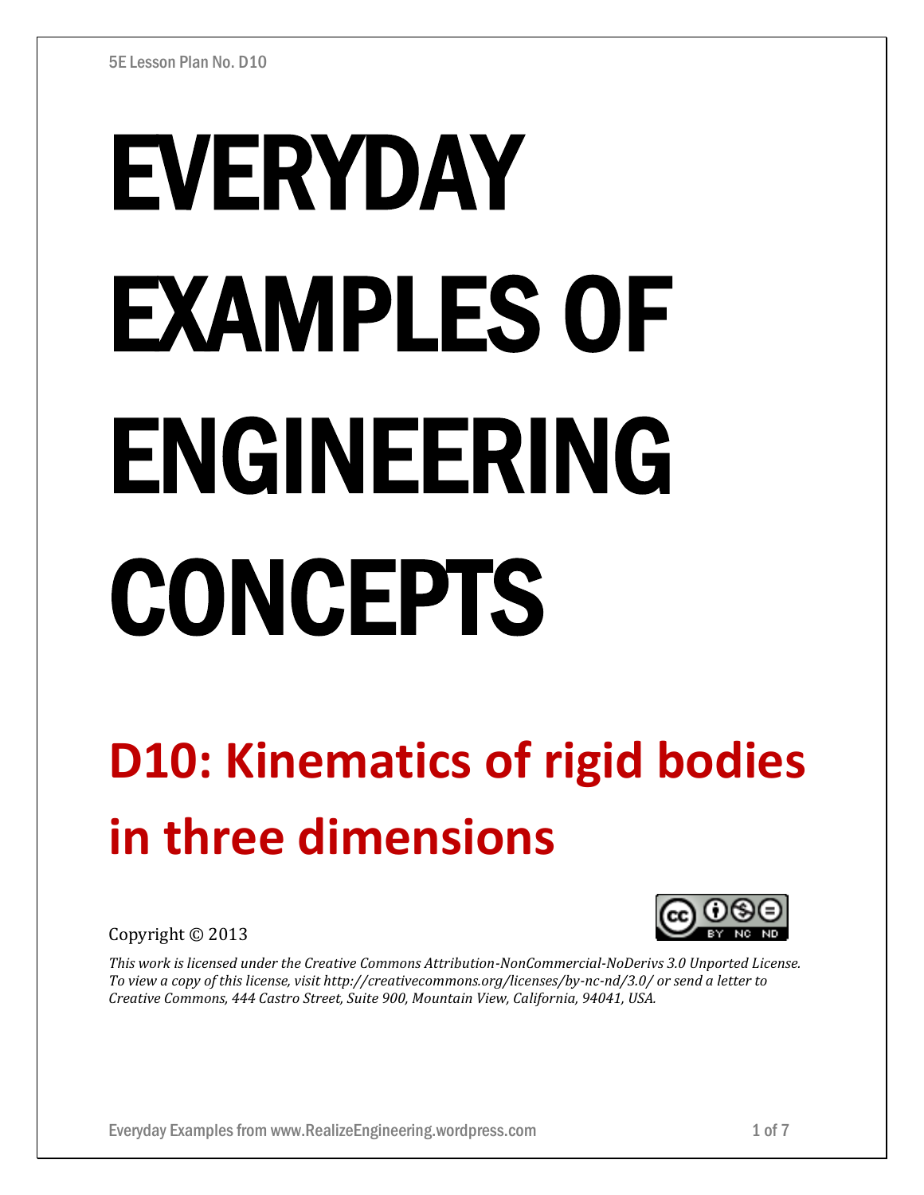# EVERYDAY EXAMPLES OF ENGINEERING CONCEPTS

## D10: Kinematics of rigid bodies in three dimensions

Copyright © 2013

*This work is licensed under the Creative Commons Attribution-NonCommercial-NoDerivs 3.0 Unported License. To view a copy of this license, visit http://creativecommons.org/licenses/by-nc-nd/3.0/ or send a letter to Creative Commons, 444 Castro Street, Suite 900, Mountain View, California, 94041, USA.*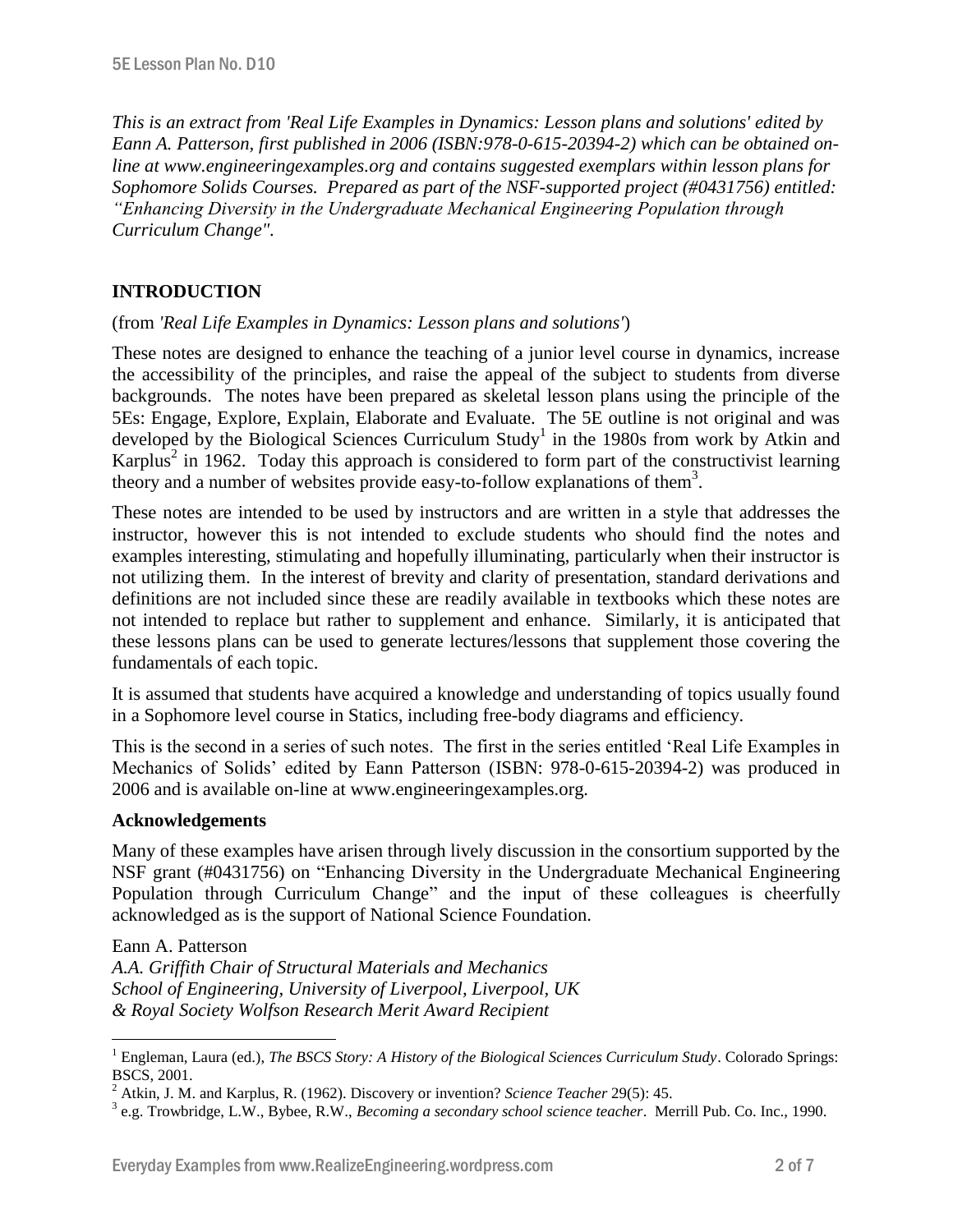*This is an extract from 'Real Life Examples in Dynamics: Lesson plans and solutions' edited by Eann A. Patterson, first published in 2006 (ISBN:978-0-615-20394-2) which can be obtained on-line at www.engineeringexamples.org and contains suggested exemplars within lesson plans for Sophomore Solids Courses. Prepared as part of the NSF-supported project (#0431756) entitled: "Enhancing Diversity in the Undergraduate Mechanical Engineering Population through Curriculum Change".*

## INTRODUCTION

(from *'Real Life Examples in Dynamics: Lesson plans and solutions'*)

These notes are designed to enhance the teaching of a junior level course in dynamics, increase the accessibility of the principles, and raise the appeal of the subject to students from diverse backgrounds. The notes have been prepared as skeletal lesson plans using the principle of the 5Es: Engage, Explore, Explain, Elaborate and Evaluate. The 5E outline is not original and was developed by the Biological Sciences Curriculum Study[1] in the 1980s from work by Atkin and Karplus[2] in 1962. Today this approach is considered to form part of the constructivist learning theory and a number of websites provide easy-to-follow explanations of them[3].

These notes are intended to be used by instructors and are written in a style that addresses the instructor, however this is not intended to exclude students who should find the notes and examples interesting, stimulating and hopefully illuminating, particularly when their instructor is not utilizing them. In the interest of brevity and clarity of presentation, standard derivations and definitions are not included since these are readily available in textbooks which these notes are not intended to replace but rather to supplement and enhance. Similarly, it is anticipated that these lessons plans can be used to generate lectures/lessons that supplement those covering the fundamentals of each topic.

It is assumed that students have acquired a knowledge and understanding of topics usually found in a Sophomore level course in Statics, including free-body diagrams and efficiency.

This is the second in a series of such notes. The first in the series entitled 'Real Life Examples in Mechanics of Solids' edited by Eann Patterson (ISBN: 978-0-615-20394-2) was produced in 2006 and is available on-line at www.engineeringexamples.org.

### Acknowledgements

Many of these examples have arisen through lively discussion in the consortium supported by the NSF grant (#0431756) on "Enhancing Diversity in the Undergraduate Mechanical Engineering Population through Curriculum Change" and the input of these colleagues is cheerfully acknowledged as is the support of National Science Foundation.

Eann A. Patterson
*A.A. Griffith Chair of Structural Materials and Mechanics*
*School of Engineering, University of Liverpool, Liverpool, UK*
*& Royal Society Wolfson Research Merit Award Recipient*

---

[1] Engleman, Laura (ed.), *The BSCS Story: A History of the Biological Sciences Curriculum Study*. Colorado Springs: BSCS, 2001.

[2] Atkin, J. M. and Karplus, R. (1962). Discovery or invention? *Science Teacher* 29(5): 45.

[3] e.g. Trowbridge, L.W., Bybee, R.W., *Becoming a secondary school science teacher*. Merrill Pub. Co. Inc., 1990.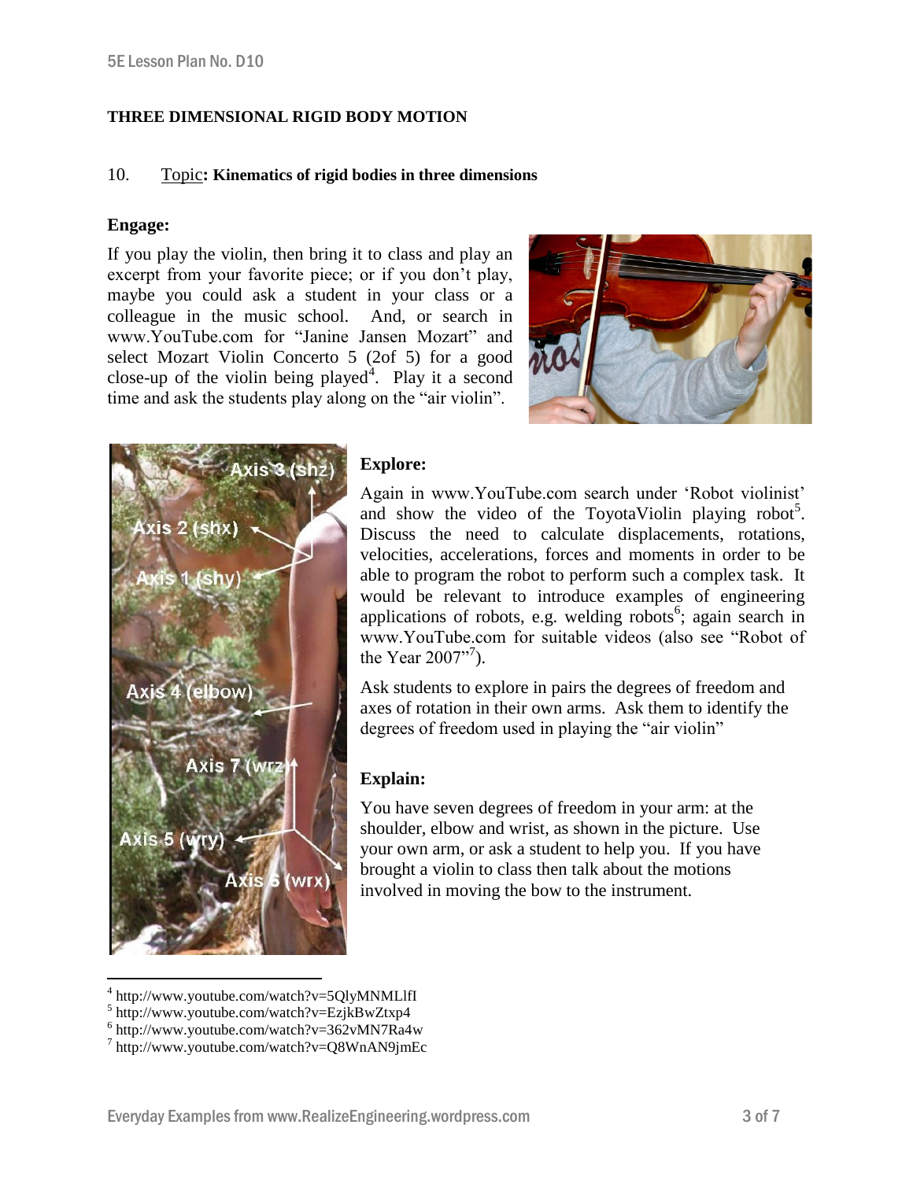**THREE DIMENSIONAL RIGID BODY MOTION**

10. Topic: **Kinematics of rigid bodies in three dimensions**

**Engage:**

If you play the violin, then bring it to class and play an excerpt from your favorite piece; or if you don't play, maybe you could ask a student in your class or a colleague in the music school. And, or search in www.YouTube.com for "Janine Jansen Mozart" and select Mozart Violin Concerto 5 (2of 5) for a good close-up of the violin being played[4]. Play it a second time and ask the students play along on the "air violin".

**Explore:**

Again in www.YouTube.com search under 'Robot violinist' and show the video of the ToyotaViolin playing robot[5]. Discuss the need to calculate displacements, rotations, velocities, accelerations, forces and moments in order to be able to program the robot to perform such a complex task. It would be relevant to introduce examples of engineering applications of robots, e.g. welding robots[6]; again search in www.YouTube.com for suitable videos (also see "Robot of the Year 2007"[7]).

Ask students to explore in pairs the degrees of freedom and axes of rotation in their own arms. Ask them to identify the degrees of freedom used in playing the "air violin"

**Explain:**

You have seven degrees of freedom in your arm: at the shoulder, elbow and wrist, as shown in the picture. Use your own arm, or ask a student to help you. If you have brought a violin to class then talk about the motions involved in moving the bow to the instrument.

---

[4] http://www.youtube.com/watch?v=5QlyMNMLlfI
[5] http://www.youtube.com/watch?v=EzjkBwZtxp4
[6] http://www.youtube.com/watch?v=362vMN7Ra4w
[7] http://www.youtube.com/watch?v=Q8WnAN9jmEc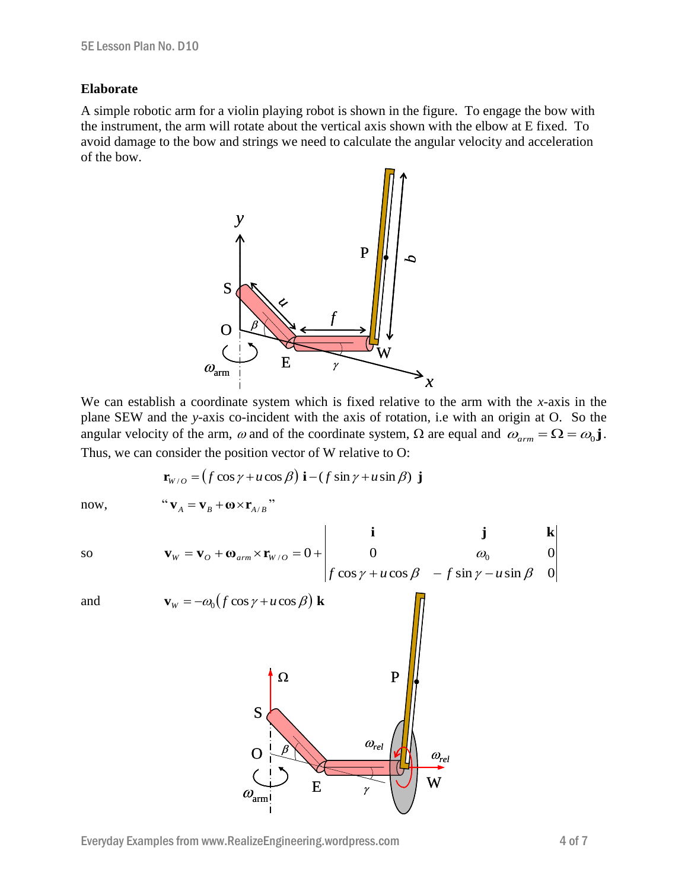### Elaborate

A simple robotic arm for a violin playing robot is shown in the figure. To engage the bow with the instrument, the arm will rotate about the vertical axis shown with the elbow at E fixed. To avoid damage to the bow and strings we need to calculate the angular velocity and acceleration of the bow.

We can establish a coordinate system which is fixed relative to the arm with the *x*-axis in the plane SEW and the *y*-axis co-incident with the axis of rotation, i.e with an origin at O. So the angular velocity of the arm, $\omega$ and of the coordinate system, $\Omega$ are equal and $\omega_{arm} = \mathbf{\Omega} = \omega_0 \mathbf{j}$. Thus, we can consider the position vector of W relative to O:

$$\mathbf{r}_{W/O} = \left(f\cos\gamma + u\cos\beta\right)\mathbf{i} - \left(f\sin\gamma + u\sin\beta\right)\mathbf{j}$$

now, "$\mathbf{v}_A = \mathbf{v}_B + \boldsymbol{\omega}\times\mathbf{r}_{A/B}$"

so
$$\mathbf{v}_W = \mathbf{v}_O + \boldsymbol{\omega}_{arm}\times\mathbf{r}_{W/O} = 0 + \begin{vmatrix} \mathbf{i} & \mathbf{j} & \mathbf{k} \\ 0 & \omega_0 & 0 \\ f\cos\gamma + u\cos\beta & -f\sin\gamma - u\sin\beta & 0 \end{vmatrix}$$

and
$$\mathbf{v}_W = -\omega_0\left(f\cos\gamma + u\cos\beta\right)\mathbf{k}$$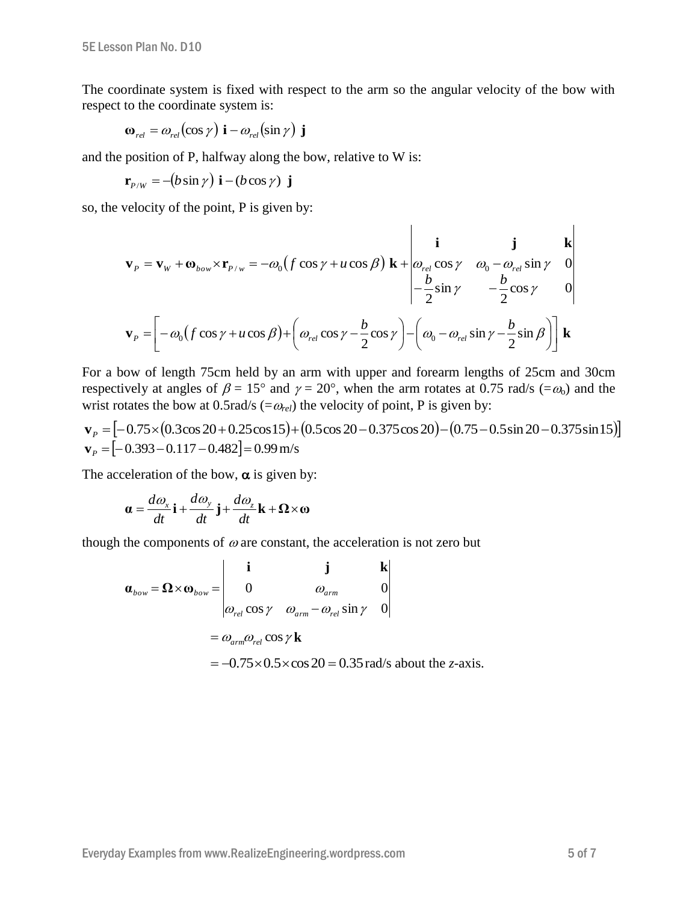The coordinate system is fixed with respect to the arm so the angular velocity of the bow with respect to the coordinate system is:

$$\boldsymbol{\omega}_{rel} = \omega_{rel}(\cos\gamma)\ \mathbf{i} - \omega_{rel}(\sin\gamma)\ \mathbf{j}$$

and the position of P, halfway along the bow, relative to W is:

$$\mathbf{r}_{P/W} = -(b\sin\gamma)\ \mathbf{i} - (b\cos\gamma)\ \mathbf{j}$$

so, the velocity of the point, P is given by:

$$\mathbf{v}_P = \mathbf{v}_W + \boldsymbol{\omega}_{bow} \times \mathbf{r}_{P/w} = -\omega_0\left(f\cos\gamma + u\cos\beta\right)\mathbf{k} + \begin{vmatrix} \mathbf{i} & \mathbf{j} & \mathbf{k} \\ \omega_{rel}\cos\gamma & \omega_0 - \omega_{rel}\sin\gamma & 0 \\ -\dfrac{b}{2}\sin\gamma & -\dfrac{b}{2}\cos\gamma & 0 \end{vmatrix}$$

$$\mathbf{v}_P = \left[-\omega_0\left(f\cos\gamma + u\cos\beta\right) + \left(\omega_{rel}\cos\gamma - \frac{b}{2}\cos\gamma\right) - \left(\omega_0 - \omega_{rel}\sin\gamma - \frac{b}{2}\sin\beta\right)\right]\mathbf{k}$$

For a bow of length 75cm held by an arm with upper and forearm lengths of 25cm and 30cm respectively at angles of $\beta = 15°$ and $\gamma = 20°$, when the arm rotates at 0.75 rad/s ($=\omega_0$) and the wrist rotates the bow at 0.5rad/s ($=\omega_{rel}$) the velocity of point, P is given by:

$$\mathbf{v}_P = \left[-0.75\times(0.3\cos 20 + 0.25\cos 15) + (0.5\cos 20 - 0.375\cos 20) - (0.75 - 0.5\sin 20 - 0.375\sin 15)\right]$$
$$\mathbf{v}_P = \left[-0.393 - 0.117 - 0.482\right] = 0.99\,\text{m/s}$$

The acceleration of the bow, $\boldsymbol{\alpha}$ is given by:

$$\boldsymbol{\alpha} = \frac{d\omega_x}{dt}\mathbf{i} + \frac{d\omega_y}{dt}\mathbf{j} + \frac{d\omega_z}{dt}\mathbf{k} + \boldsymbol{\Omega} \times \boldsymbol{\omega}$$

though the components of $\omega$ are constant, the acceleration is not zero but

$$\boldsymbol{\alpha}_{bow} = \boldsymbol{\Omega} \times \boldsymbol{\omega}_{bow} = \begin{vmatrix} \mathbf{i} & \mathbf{j} & \mathbf{k} \\ 0 & \omega_{arm} & 0 \\ \omega_{rel}\cos\gamma & \omega_{arm} - \omega_{rel}\sin\gamma & 0 \end{vmatrix}$$

$$= \omega_{arm}\omega_{rel}\cos\gamma\,\mathbf{k}$$

$$= -0.75 \times 0.5 \times \cos 20 = 0.35\,\text{rad/s about the } z\text{-axis.}$$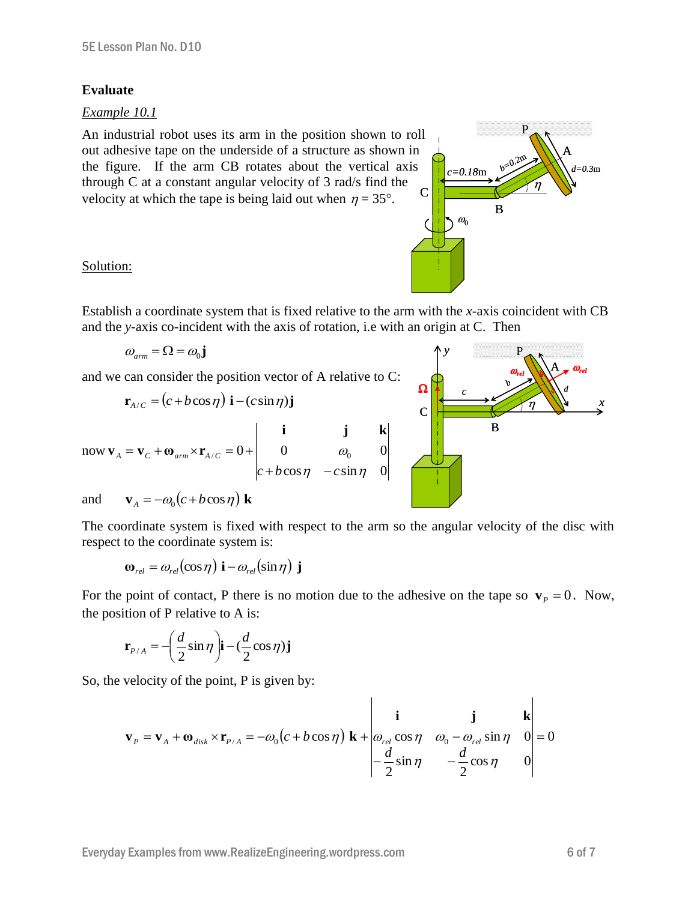## Evaluate

*Example 10.1*

An industrial robot uses its arm in the position shown to roll out adhesive tape on the underside of a structure as shown in the figure. If the arm CB rotates about the vertical axis through C at a constant angular velocity of 3 rad/s find the velocity at which the tape is being laid out when $\eta = 35°$.

Solution:

Establish a coordinate system that is fixed relative to the arm with the *x*-axis coincident with CB and the *y*-axis co-incident with the axis of rotation, i.e with an origin at C. Then

$$\omega_{arm} = \Omega = \omega_0 \mathbf{j}$$

and we can consider the position vector of A relative to C:

$$\mathbf{r}_{A/C} = (c + b\cos\eta)\ \mathbf{i} - (c\sin\eta)\mathbf{j}$$

now
$$\mathbf{v}_A = \mathbf{v}_C + \boldsymbol{\omega}_{arm} \times \mathbf{r}_{A/C} = 0 + \begin{vmatrix} \mathbf{i} & \mathbf{j} & \mathbf{k} \\ 0 & \omega_0 & 0 \\ c + b\cos\eta & -c\sin\eta & 0 \end{vmatrix}$$

and
$$\mathbf{v}_A = -\omega_0 (c + b\cos\eta)\ \mathbf{k}$$

The coordinate system is fixed with respect to the arm so the angular velocity of the disc with respect to the coordinate system is:

$$\boldsymbol{\omega}_{rel} = \omega_{rel}(\cos\eta)\ \mathbf{i} - \omega_{rel}(\sin\eta)\ \mathbf{j}$$

For the point of contact, P there is no motion due to the adhesive on the tape so $\mathbf{v}_P = 0$. Now, the position of P relative to A is:

$$\mathbf{r}_{P/A} = -\left(\frac{d}{2}\sin\eta\right)\mathbf{i} - \left(\frac{d}{2}\cos\eta\right)\mathbf{j}$$

So, the velocity of the point, P is given by:

$$\mathbf{v}_P = \mathbf{v}_A + \boldsymbol{\omega}_{disk} \times \mathbf{r}_{P/A} = -\omega_0 (c + b\cos\eta)\ \mathbf{k} + \begin{vmatrix} \mathbf{i} & \mathbf{j} & \mathbf{k} \\ \omega_{rel}\cos\eta & \omega_0 - \omega_{rel}\sin\eta & 0 \\ -\dfrac{d}{2}\sin\eta & -\dfrac{d}{2}\cos\eta & 0 \end{vmatrix} = 0$$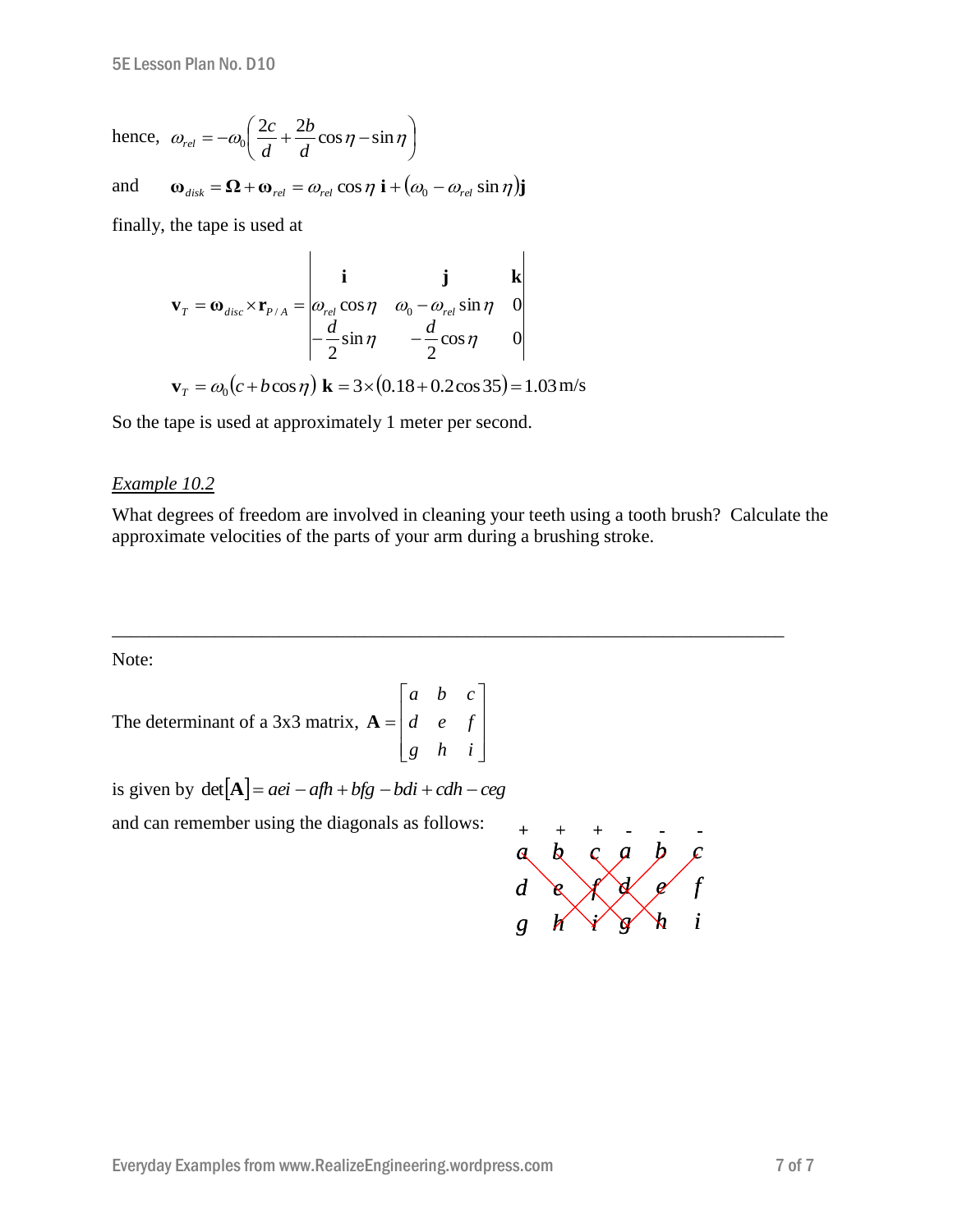hence, $\omega_{rel} = -\omega_0\left(\frac{2c}{d} + \frac{2b}{d}\cos\eta - \sin\eta\right)$

and $\quad \boldsymbol{\omega}_{disk} = \boldsymbol{\Omega} + \boldsymbol{\omega}_{rel} = \omega_{rel}\cos\eta\ \mathbf{i} + (\omega_0 - \omega_{rel}\sin\eta)\mathbf{j}$

finally, the tape is used at

$$\mathbf{v}_T = \boldsymbol{\omega}_{disc} \times \mathbf{r}_{P/A} = \begin{vmatrix} \mathbf{i} & \mathbf{j} & \mathbf{k} \\ \omega_{rel}\cos\eta & \omega_0 - \omega_{rel}\sin\eta & 0 \\ -\frac{d}{2}\sin\eta & -\frac{d}{2}\cos\eta & 0 \end{vmatrix}$$

$$\mathbf{v}_T = \omega_0(c + b\cos\eta)\ \mathbf{k} = 3\times(0.18 + 0.2\cos 35) = 1.03\,\text{m/s}$$

So the tape is used at approximately 1 meter per second.

*Example 10.2*

What degrees of freedom are involved in cleaning your teeth using a tooth brush? Calculate the approximate velocities of the parts of your arm during a brushing stroke.

---

Note:

The determinant of a 3x3 matrix, $\mathbf{A} = \begin{bmatrix} a & b & c \\ d & e & f \\ g & h & i \end{bmatrix}$

is given by $\det[\mathbf{A}] = aei - afh + bfg - bdi + cdh - ceg$

and can remember using the diagonals as follows:

$$\begin{matrix} + & + & + & - & - & - \\ a & b & c & a & b & c \\ d & e & f & d & e & f \\ g & h & i & g & h & i \end{matrix}$$